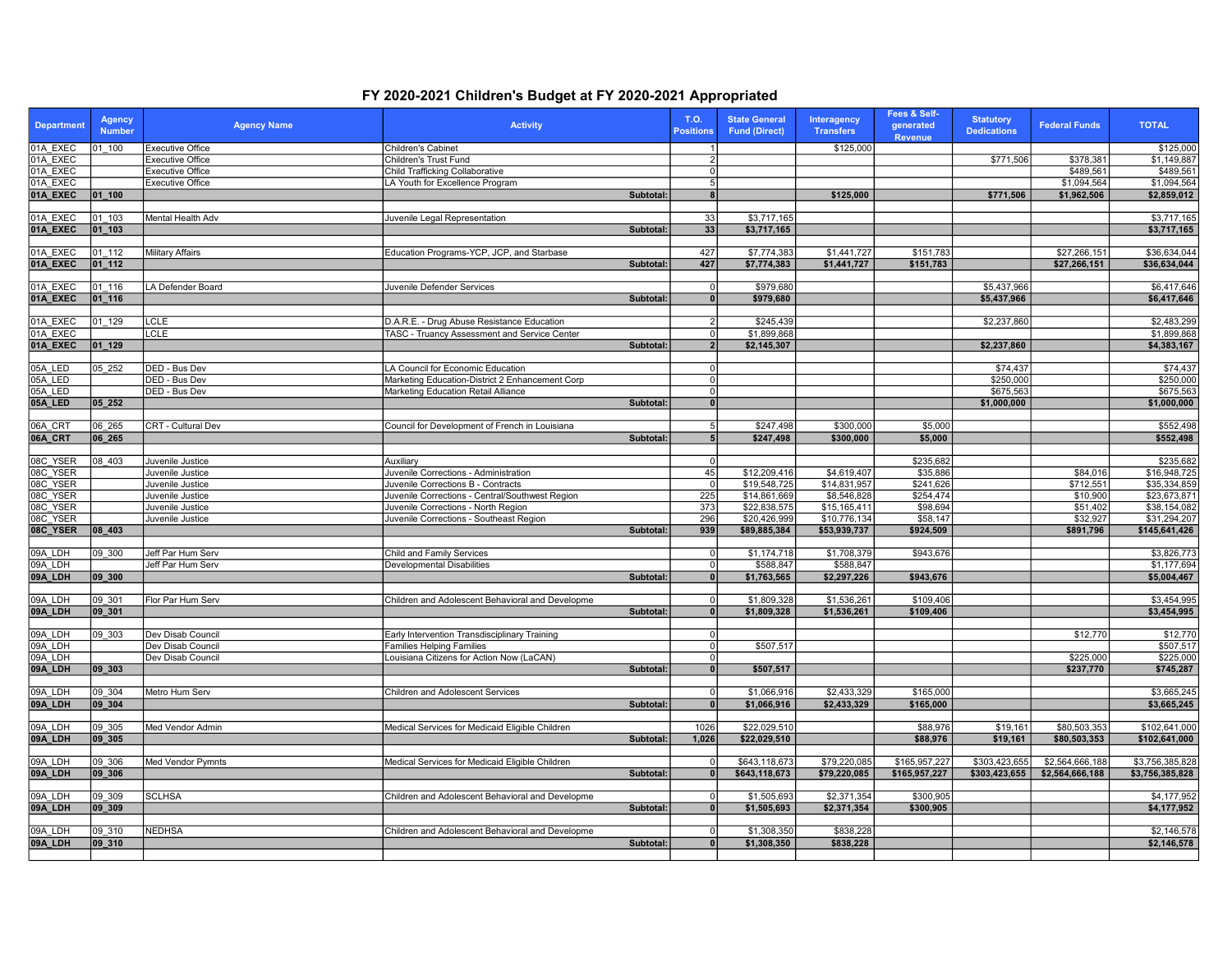# FY 2020-2021 Children's Budget at FY 2020-2021 Appropriated

| Department | Agency Number | Agency Name | Activity | T.O. Positions | State General Fund (Direct) | Interagency Transfers | Fees & Self-generated Revenue | Statutory Dedications | Federal Funds | TOTAL |
|---|---|---|---|---|---|---|---|---|---|---|
| 01A_EXEC | 01_100 | Executive Office | Children's Cabinet | 1 | | $125,000 | | | | $125,000 |
| 01A_EXEC | | Executive Office | Children's Trust Fund | 2 | | | | $771,506 | $378,381 | $1,149,887 |
| 01A_EXEC | | Executive Office | Child Trafficking Collaborative | 0 | | | | | $489,561 | $489,561 |
| 01A_EXEC | | Executive Office | LA Youth for Excellence Program | 5 | | | | | $1,094,564 | $1,094,564 |
| **01A_EXEC** | **01_100** | | **Subtotal:** | **8** | | **$125,000** | | **$771,506** | **$1,962,506** | **$2,859,012** |
| | | | | | | | | | | |
| 01A_EXEC | 01_103 | Mental Health Adv | Juvenile Legal Representation | 33 | $3,717,165 | | | | | $3,717,165 |
| **01A_EXEC** | **01_103** | | **Subtotal:** | **33** | **$3,717,165** | | | | | **$3,717,165** |
| | | | | | | | | | | |
| 01A_EXEC | 01_112 | Military Affairs | Education Programs-YCP, JCP, and Starbase | 427 | $7,774,383 | $1,441,727 | $151,783 | | $27,266,151 | $36,634,044 |
| **01A_EXEC** | **01_112** | | **Subtotal:** | **427** | **$7,774,383** | **$1,441,727** | **$151,783** | | **$27,266,151** | **$36,634,044** |
| | | | | | | | | | | |
| 01A_EXEC | 01_116 | LA Defender Board | Juvenile Defender Services | 0 | $979,680 | | | $5,437,966 | | $6,417,646 |
| **01A_EXEC** | **01_116** | | **Subtotal:** | **0** | **$979,680** | | | **$5,437,966** | | **$6,417,646** |
| | | | | | | | | | | |
| 01A_EXEC | 01_129 | LCLE | D.A.R.E. - Drug Abuse Resistance Education | 2 | $245,439 | | | $2,237,860 | | $2,483,299 |
| 01A_EXEC | | LCLE | TASC - Truancy Assessment and Service Center | 0 | $1,899,868 | | | | | $1,899,868 |
| **01A_EXEC** | **01_129** | | **Subtotal:** | **2** | **$2,145,307** | | | **$2,237,860** | | **$4,383,167** |
| | | | | | | | | | | |
| 05A_LED | 05_252 | DED - Bus Dev | LA Council for Economic Education | 0 | | | | $74,437 | | $74,437 |
| 05A_LED | | DED - Bus Dev | Marketing Education-District 2 Enhancement Corp | 0 | | | | $250,000 | | $250,000 |
| 05A_LED | | DED - Bus Dev | Marketing Education Retail Alliance | 0 | | | | $675,563 | | $675,563 |
| **05A_LED** | **05_252** | | **Subtotal:** | **0** | | | | **$1,000,000** | | **$1,000,000** |
| | | | | | | | | | | |
| 06A_CRT | 06_265 | CRT - Cultural Dev | Council for Development of French in Louisiana | 5 | $247,498 | $300,000 | $5,000 | | | $552,498 |
| **06A_CRT** | **06_265** | | **Subtotal:** | **5** | **$247,498** | **$300,000** | **$5,000** | | | **$552,498** |
| | | | | | | | | | | |
| 08C_YSER | 08_403 | Juvenile Justice | Auxiliary | 0 | | | $235,682 | | | $235,682 |
| 08C_YSER | | Juvenile Justice | Juvenile Corrections - Administration | 45 | $12,209,416 | $4,619,407 | $35,886 | | $84,016 | $16,948,725 |
| 08C_YSER | | Juvenile Justice | Juvenile Corrections B - Contracts | 0 | $19,548,725 | $14,831,957 | $241,626 | | $712,551 | $35,334,859 |
| 08C_YSER | | Juvenile Justice | Juvenile Corrections - Central/Southwest Region | 225 | $14,861,669 | $8,546,828 | $254,474 | | $10,900 | $23,673,871 |
| 08C_YSER | | Juvenile Justice | Juvenile Corrections - North Region | 373 | $22,838,575 | $15,165,411 | $98,694 | | $51,402 | $38,154,082 |
| 08C_YSER | | Juvenile Justice | Juvenile Corrections - Southeast Region | 296 | $20,426,999 | $10,776,134 | $58,147 | | $32,927 | $31,294,207 |
| **08C_YSER** | **08_403** | | **Subtotal:** | **939** | **$89,885,384** | **$53,939,737** | **$924,509** | | **$891,796** | **$145,641,426** |
| | | | | | | | | | | |
| 09A_LDH | 09_300 | Jeff Par Hum Serv | Child and Family Services | 0 | $1,174,718 | $1,708,379 | $943,676 | | | $3,826,773 |
| 09A_LDH | | Jeff Par Hum Serv | Developmental Disabilities | 0 | $588,847 | $588,847 | | | | $1,177,694 |
| **09A_LDH** | **09_300** | | **Subtotal:** | **0** | **$1,763,565** | **$2,297,226** | **$943,676** | | | **$5,004,467** |
| | | | | | | | | | | |
| 09A_LDH | 09_301 | Flor Par Hum Serv | Children and Adolescent Behavioral and Developme | 0 | $1,809,328 | $1,536,261 | $109,406 | | | $3,454,995 |
| **09A_LDH** | **09_301** | | **Subtotal:** | **0** | **$1,809,328** | **$1,536,261** | **$109,406** | | | **$3,454,995** |
| | | | | | | | | | | |
| 09A_LDH | 09_303 | Dev Disab Council | Early Intervention Transdisciplinary Training | 0 | | | | | $12,770 | $12,770 |
| 09A_LDH | | Dev Disab Council | Families Helping Families | 0 | $507,517 | | | | | $507,517 |
| 09A_LDH | | Dev Disab Council | Louisiana Citizens for Action Now (LaCAN) | 0 | | | | | $225,000 | $225,000 |
| **09A_LDH** | **09_303** | | **Subtotal:** | **0** | **$507,517** | | | | **$237,770** | **$745,287** |
| | | | | | | | | | | |
| 09A_LDH | 09_304 | Metro Hum Serv | Children and Adolescent Services | 0 | $1,066,916 | $2,433,329 | $165,000 | | | $3,665,245 |
| **09A_LDH** | **09_304** | | **Subtotal:** | **0** | **$1,066,916** | **$2,433,329** | **$165,000** | | | **$3,665,245** |
| | | | | | | | | | | |
| 09A_LDH | 09_305 | Med Vendor Admin | Medical Services for Medicaid Eligible Children | 1026 | $22,029,510 | | $88,976 | $19,161 | $80,503,353 | $102,641,000 |
| **09A_LDH** | **09_305** | | **Subtotal:** | **1,026** | **$22,029,510** | | **$88,976** | **$19,161** | **$80,503,353** | **$102,641,000** |
| | | | | | | | | | | |
| 09A_LDH | 09_306 | Med Vendor Pymnts | Medical Services for Medicaid Eligible Children | 0 | $643,118,673 | $79,220,085 | $165,957,227 | $303,423,655 | $2,564,666,188 | $3,756,385,828 |
| **09A_LDH** | **09_306** | | **Subtotal:** | **0** | **$643,118,673** | **$79,220,085** | **$165,957,227** | **$303,423,655** | **$2,564,666,188** | **$3,756,385,828** |
| | | | | | | | | | | |
| 09A_LDH | 09_309 | SCLHSA | Children and Adolescent Behavioral and Developme | 0 | $1,505,693 | $2,371,354 | $300,905 | | | $4,177,952 |
| **09A_LDH** | **09_309** | | **Subtotal:** | **0** | **$1,505,693** | **$2,371,354** | **$300,905** | | | **$4,177,952** |
| | | | | | | | | | | |
| 09A_LDH | 09_310 | NEDHSA | Children and Adolescent Behavioral and Developme | 0 | $1,308,350 | $838,228 | | | | $2,146,578 |
| **09A_LDH** | **09_310** | | **Subtotal:** | **0** | **$1,308,350** | **$838,228** | | | | **$2,146,578** |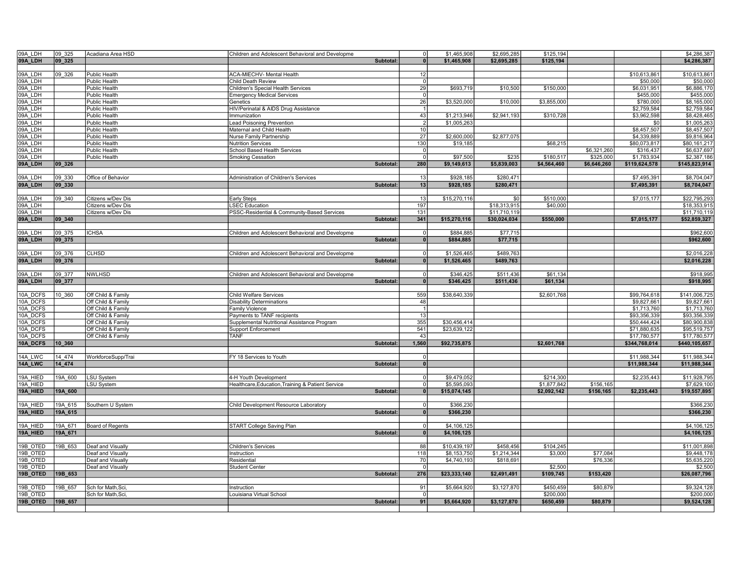| | | | | | | | | | | |
|---|---|---|---|---|---|---|---|---|---|---|
| 09A_LDH | 09_325 | Acadiana Area HSD | Children and Adolescent Behavioral and Developme | 0 | $1,465,908 | $2,695,285 | $125,194 | | | $4,286,387 |
| **09A_LDH** | **09_325** | | **Subtotal:** | **0** | **$1,465,908** | **$2,695,285** | **$125,194** | | | **$4,286,387** |
| | | | | | | | | | | |
| 09A_LDH | 09_326 | Public Health | ACA-MIECHV- Mental Health | 12 | | | | | $10,613,861 | $10,613,861 |
| 09A_LDH | | Public Health | Child Death Review | 0 | | | | | $50,000 | $50,000 |
| 09A_LDH | | Public Health | Children's Special Health Services | 29 | $693,719 | $10,500 | $150,000 | | $6,031,951 | $6,886,170 |
| 09A_LDH | | Public Health | Emergency Medical Services | 0 | | | | | $455,000 | $455,000 |
| 09A_LDH | | Public Health | Genetics | 26 | $3,520,000 | $10,000 | $3,855,000 | | $780,000 | $8,165,000 |
| 09A_LDH | | Public Health | HIV/Perinatal & AIDS Drug Assistance | 1 | | | | | $2,759,584 | $2,759,584 |
| 09A_LDH | | Public Health | Immunization | 43 | $1,213,946 | $2,941,193 | $310,728 | | $3,962,598 | $8,428,465 |
| 09A_LDH | | Public Health | Lead Poisoning Prevention | 2 | $1,005,263 | | | | $0 | $1,005,263 |
| 09A_LDH | | Public Health | Maternal and Child Health | 10 | | | | | $8,457,507 | $8,457,507 |
| 09A_LDH | | Public Health | Nurse Family Partnership | 27 | $2,600,000 | $2,877,075 | | | $4,339,889 | $9,816,964 |
| 09A_LDH | | Public Health | Nutrition Services | 130 | $19,185 | | $68,215 | | $80,073,817 | $80,161,217 |
| 09A_LDH | | Public Health | School Based Health Services | 0 | | | | $6,321,260 | $316,437 | $6,637,697 |
| 09A_LDH | | Public Health | Smoking Cessation | 0 | $97,500 | $235 | $180,517 | $325,000 | $1,783,934 | $2,387,186 |
| **09A_LDH** | **09_326** | | **Subtotal:** | **280** | **$9,149,613** | **$5,839,003** | **$4,564,460** | **$6,646,260** | **$119,624,578** | **$145,823,914** |
| | | | | | | | | | | |
| 09A_LDH | 09_330 | Office of Behavior | Administration of Children's Services | 13 | $928,185 | $280,471 | | | $7,495,391 | $8,704,047 |
| **09A_LDH** | **09_330** | | **Subtotal:** | **13** | **$928,185** | **$280,471** | | | **$7,495,391** | **$8,704,047** |
| | | | | | | | | | | |
| 09A_LDH | 09_340 | Citizens w/Dev Dis | Early Steps | 13 | $15,270,116 | $0 | $510,000 | | $7,015,177 | $22,795,293 |
| 09A_LDH | | Citizens w/Dev Dis | LSEC Education | 197 | | $18,313,915 | $40,000 | | | $18,353,915 |
| 09A_LDH | | Citizens w/Dev Dis | PSSC-Residential & Community-Based Services | 131 | | $11,710,119 | | | | $11,710,119 |
| **09A_LDH** | **09_340** | | **Subtotal:** | **341** | **$15,270,116** | **$30,024,034** | **$550,000** | | **$7,015,177** | **$52,859,327** |
| | | | | | | | | | | |
| 09A_LDH | 09_375 | ICHSA | Children and Adolescent Behavioral and Developme | 0 | $884,885 | $77,715 | | | | $962,600 |
| **09A_LDH** | **09_375** | | **Subtotal:** | **0** | **$884,885** | **$77,715** | | | | **$962,600** |
| | | | | | | | | | | |
| 09A_LDH | 09_376 | CLHSD | Children and Adolescent Behavioral and Developme | 0 | $1,526,465 | $489,763 | | | | $2,016,228 |
| **09A_LDH** | **09_376** | | **Subtotal:** | **0** | **$1,526,465** | **$489,763** | | | | **$2,016,228** |
| | | | | | | | | | | |
| 09A_LDH | 09_377 | NWLHSD | Children and Adolescent Behavioral and Developme | 0 | $346,425 | $511,436 | $61,134 | | | $918,995 |
| **09A_LDH** | **09_377** | | **Subtotal:** | **0** | **$346,425** | **$511,436** | **$61,134** | | | **$918,995** |
| | | | | | | | | | | |
| 10A_DCFS | 10_360 | Off Child & Family | Child Welfare Services | 559 | $38,640,339 | | $2,601,768 | | $99,764,618 | $141,006,725 |
| 10A_DCFS | | Off Child & Family | Disability Determinations | 48 | | | | | $9,827,661 | $9,827,661 |
| 10A_DCFS | | Off Child & Family | Family Violence | 1 | | | | | $1,713,760 | $1,713,760 |
| 10A_DCFS | | Off Child & Family | Payments to TANF recipients | 13 | | | | | $93,356,339 | $93,356,339 |
| 10A_DCFS | | Off Child & Family | Supplemental Nutritional Assistance Program | 355 | $30,456,414 | | | | $50,444,424 | $80,900,838 |
| 10A_DCFS | | Off Child & Family | Support Enforcement | 541 | $23,639,122 | | | | $71,880,635 | $95,519,757 |
| 10A_DCFS | | Off Child & Family | TANF | 43 | | | | | $17,780,577 | $17,780,577 |
| **10A_DCFS** | **10_360** | | **Subtotal:** | **1,560** | **$92,735,875** | | **$2,601,768** | | **$344,768,014** | **$440,105,657** |
| | | | | | | | | | | |
| 14A_LWC | 14_474 | WorkforceSupp/Trai | FY 18 Services to Youth | 0 | | | | | $11,988,344 | $11,988,344 |
| **14A_LWC** | **14_474** | | **Subtotal:** | **0** | | | | | **$11,988,344** | **$11,988,344** |
| | | | | | | | | | | |
| 19A_HIED | 19A_600 | LSU System | 4-H Youth Development | 0 | $9,479,052 | | $214,300 | | $2,235,443 | $11,928,795 |
| 19A_HIED | | LSU System | Healthcare,Education,Training & Patient Service | 0 | $5,595,093 | | $1,877,842 | $156,165 | | $7,629,100 |
| **19A_HIED** | **19A_600** | | **Subtotal:** | **0** | **$15,074,145** | | **$2,092,142** | **$156,165** | **$2,235,443** | **$19,557,895** |
| | | | | | | | | | | |
| 19A_HIED | 19A_615 | Southern U System | Child Development Resource Laboratory | 0 | $366,230 | | | | | $366,230 |
| **19A_HIED** | **19A_615** | | **Subtotal:** | **0** | **$366,230** | | | | | **$366,230** |
| | | | | | | | | | | |
| 19A_HIED | 19A_671 | Board of Regents | START College Saving Plan | 0 | $4,106,125 | | | | | $4,106,125 |
| **19A_HIED** | **19A_671** | | **Subtotal:** | **0** | **$4,106,125** | | | | | **$4,106,125** |
| | | | | | | | | | | |
| 19B_OTED | 19B_653 | Deaf and Visually | Children's Services | 88 | $10,439,197 | $458,456 | $104,245 | | | $11,001,898 |
| 19B_OTED | | Deaf and Visually | Instruction | 118 | $8,153,750 | $1,214,344 | $3,000 | $77,084 | | $9,448,178 |
| 19B_OTED | | Deaf and Visually | Residential | 70 | $4,740,193 | $818,691 | | $76,336 | | $5,635,220 |
| 19B_OTED | | Deaf and Visually | Student Center | 0 | | | $2,500 | | | $2,500 |
| **19B_OTED** | **19B_653** | | **Subtotal:** | **276** | **$23,333,140** | **$2,491,491** | **$109,745** | **$153,420** | | **$26,087,796** |
| | | | | | | | | | | |
| 19B_OTED | 19B_657 | Sch for Math,Sci, | Instruction | 91 | $5,664,920 | $3,127,870 | $450,459 | $80,879 | | $9,324,128 |
| 19B_OTED | | Sch for Math,Sci, | Louisiana Virtual School | 0 | | | $200,000 | | | $200,000 |
| **19B_OTED** | **19B_657** | | **Subtotal:** | **91** | **$5,664,920** | **$3,127,870** | **$650,459** | **$80,879** | | **$9,524,128** |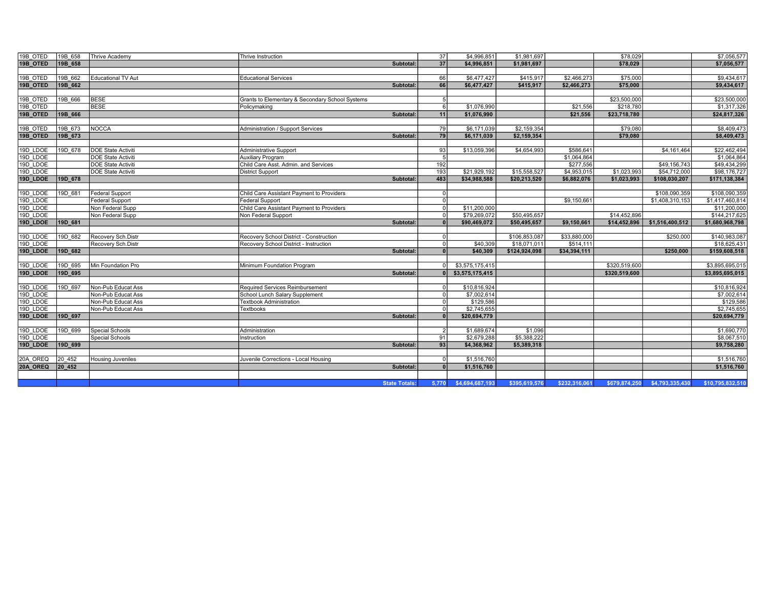| | | | | | | | | | | |
|---|---|---|---|---|---|---|---|---|---|---|
| 19B_OTED | 19B_658 | Thrive Academy | Thrive Instruction | 37 | $4,996,851 | $1,981,697 | | $78,029 | | $7,056,577 |
| **19B_OTED** | **19B_658** | | **Subtotal:** | **37** | **$4,996,851** | **$1,981,697** | | **$78,029** | | **$7,056,577** |
| | | | | | | | | | | |
| 19B_OTED | 19B_662 | Educational TV Aut | Educational Services | 66 | $6,477,427 | $415,917 | $2,466,273 | $75,000 | | $9,434,617 |
| **19B_OTED** | **19B_662** | | **Subtotal:** | **66** | **$6,477,427** | **$415,917** | **$2,466,273** | **$75,000** | | **$9,434,617** |
| | | | | | | | | | | |
| 19B_OTED | 19B_666 | BESE | Grants to Elementary & Secondary School Systems | 5 | | | | $23,500,000 | | $23,500,000 |
| 19B_OTED | | BESE | Policymaking | 6 | $1,076,990 | | $21,556 | $218,780 | | $1,317,326 |
| **19B_OTED** | **19B_666** | | **Subtotal:** | **11** | **$1,076,990** | | **$21,556** | **$23,718,780** | | **$24,817,326** |
| | | | | | | | | | | |
| 19B_OTED | 19B_673 | NOCCA | Administration / Support Services | 79 | $6,171,039 | $2,159,354 | | $79,080 | | $8,409,473 |
| **19B_OTED** | **19B_673** | | **Subtotal:** | **79** | **$6,171,039** | **$2,159,354** | | **$79,080** | | **$8,409,473** |
| | | | | | | | | | | |
| 19D_LDOE | 19D_678 | DOE State Activiti | Administrative Support | 93 | $13,059,396 | $4,654,993 | $586,641 | | $4,161,464 | $22,462,494 |
| 19D_LDOE | | DOE State Activiti | Auxiliary Program | 5 | | | $1,064,864 | | | $1,064,864 |
| 19D_LDOE | | DOE State Activiti | Child Care Asst. Admin. and Services | 192 | | | $277,556 | | $49,156,743 | $49,434,299 |
| 19D_LDOE | | DOE State Activiti | District Support | 193 | $21,929,192 | $15,558,527 | $4,953,015 | $1,023,993 | $54,712,000 | $98,176,727 |
| **19D_LDOE** | **19D_678** | | **Subtotal:** | **483** | **$34,988,588** | **$20,213,520** | **$6,882,076** | **$1,023,993** | **$108,030,207** | **$171,138,384** |
| | | | | | | | | | | |
| 19D_LDOE | 19D_681 | Federal Support | Child Care Assistant Payment to Providers | 0 | | | | | $108,090,359 | $108,090,359 |
| 19D_LDOE | | Federal Support | Federal Support | 0 | | | $9,150,661 | | $1,408,310,153 | $1,417,460,814 |
| 19D_LDOE | | Non Federal Supp | Child Care Assistant Payment to Providers | 0 | $11,200,000 | | | | | $11,200,000 |
| 19D_LDOE | | Non Federal Supp | Non Federal Support | 0 | $79,269,072 | $50,495,657 | | $14,452,896 | | $144,217,625 |
| **19D_LDOE** | **19D_681** | | **Subtotal:** | **0** | **$90,469,072** | **$50,495,657** | **$9,150,661** | **$14,452,896** | **$1,516,400,512** | **$1,680,968,798** |
| | | | | | | | | | | |
| 19D_LDOE | 19D_682 | Recovery Sch.Distr | Recovery School District - Construction | 0 | | $106,853,087 | $33,880,000 | | $250,000 | $140,983,087 |
| 19D_LDOE | | Recovery Sch.Distr | Recovery School District - Instruction | 0 | $40,309 | $18,071,011 | $514,111 | | | $18,625,431 |
| **19D_LDOE** | **19D_682** | | **Subtotal:** | **0** | **$40,309** | **$124,924,098** | **$34,394,111** | | **$250,000** | **$159,608,518** |
| | | | | | | | | | | |
| 19D_LDOE | 19D_695 | Min Foundation Pro | Minimum Foundation Program | 0 | $3,575,175,415 | | | $320,519,600 | | $3,895,695,015 |
| **19D_LDOE** | **19D_695** | | **Subtotal:** | **0** | **$3,575,175,415** | | | **$320,519,600** | | **$3,895,695,015** |
| | | | | | | | | | | |
| 19D_LDOE | 19D_697 | Non-Pub Educat Ass | Required Services Reimbursement | 0 | $10,816,924 | | | | | $10,816,924 |
| 19D_LDOE | | Non-Pub Educat Ass | School Lunch Salary Supplement | 0 | $7,002,614 | | | | | $7,002,614 |
| 19D_LDOE | | Non-Pub Educat Ass | Textbook Administration | 0 | $129,586 | | | | | $129,586 |
| 19D_LDOE | | Non-Pub Educat Ass | Textbooks | 0 | $2,745,655 | | | | | $2,745,655 |
| **19D_LDOE** | **19D_697** | | **Subtotal:** | **0** | **$20,694,779** | | | | | **$20,694,779** |
| | | | | | | | | | | |
| 19D_LDOE | 19D_699 | Special Schools | Administration | 2 | $1,689,674 | $1,096 | | | | $1,690,770 |
| 19D_LDOE | | Special Schools | Instruction | 91 | $2,679,288 | $5,388,222 | | | | $8,067,510 |
| **19D_LDOE** | **19D_699** | | **Subtotal:** | **93** | **$4,368,962** | **$5,389,318** | | | | **$9,758,280** |
| | | | | | | | | | | |
| 20A_OREQ | 20_452 | Housing Juveniles | Juvenile Corrections - Local Housing | 0 | $1,516,760 | | | | | $1,516,760 |
| **20A_OREQ** | **20_452** | | **Subtotal:** | **0** | **$1,516,760** | | | | | **$1,516,760** |
| | | | | | | | | | | |
| | | | **State Totals:** | **5,770** | **$4,694,687,193** | **$395,619,576** | **$232,316,061** | **$679,874,250** | **$4,793,335,430** | **$10,795,832,510** |